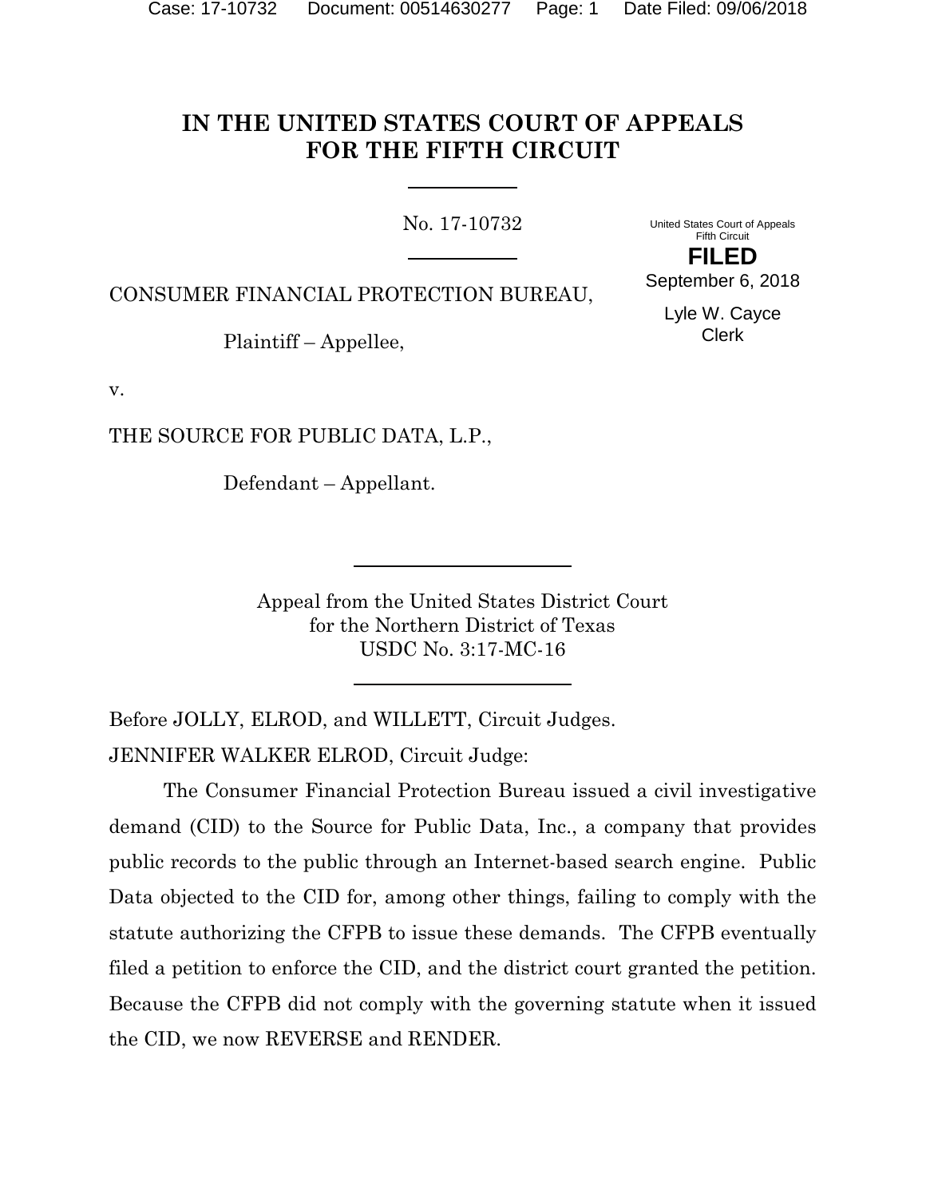# IN THE UNITED STATES COURT OF APPEALS FOR THE FIFTH CIRCUIT

No. 17-10732

United States Court of Appeals
Fifth Circuit

**FILED**

September 6, 2018

Lyle W. Cayce
Clerk

CONSUMER FINANCIAL PROTECTION BUREAU,

Plaintiff – Appellee,

v.

THE SOURCE FOR PUBLIC DATA, L.P.,

Defendant – Appellant.

Appeal from the United States District Court
for the Northern District of Texas
USDC No. 3:17-MC-16

Before JOLLY, ELROD, and WILLETT, Circuit Judges.

JENNIFER WALKER ELROD, Circuit Judge:

The Consumer Financial Protection Bureau issued a civil investigative demand (CID) to the Source for Public Data, Inc., a company that provides public records to the public through an Internet-based search engine. Public Data objected to the CID for, among other things, failing to comply with the statute authorizing the CFPB to issue these demands. The CFPB eventually filed a petition to enforce the CID, and the district court granted the petition. Because the CFPB did not comply with the governing statute when it issued the CID, we now REVERSE and RENDER.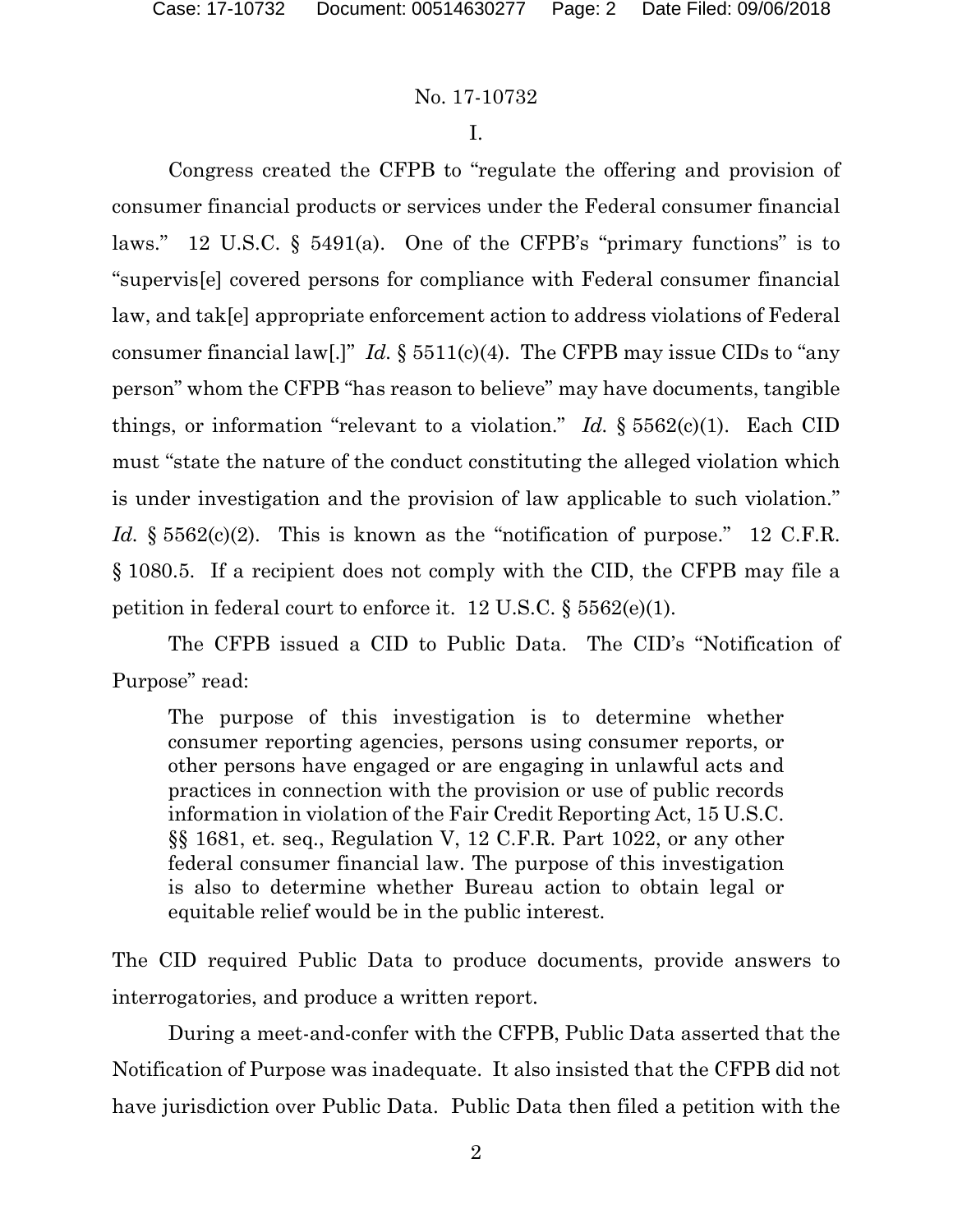No. 17-10732

I.

Congress created the CFPB to "regulate the offering and provision of consumer financial products or services under the Federal consumer financial laws." 12 U.S.C. § 5491(a). One of the CFPB's "primary functions" is to "supervis[e] covered persons for compliance with Federal consumer financial law, and tak[e] appropriate enforcement action to address violations of Federal consumer financial law[.]" *Id.* § 5511(c)(4). The CFPB may issue CIDs to "any person" whom the CFPB "has reason to believe" may have documents, tangible things, or information "relevant to a violation." *Id.* § 5562(c)(1). Each CID must "state the nature of the conduct constituting the alleged violation which is under investigation and the provision of law applicable to such violation." *Id.* § 5562(c)(2). This is known as the "notification of purpose." 12 C.F.R. § 1080.5. If a recipient does not comply with the CID, the CFPB may file a petition in federal court to enforce it. 12 U.S.C. § 5562(e)(1).

The CFPB issued a CID to Public Data. The CID's "Notification of Purpose" read:

> The purpose of this investigation is to determine whether consumer reporting agencies, persons using consumer reports, or other persons have engaged or are engaging in unlawful acts and practices in connection with the provision or use of public records information in violation of the Fair Credit Reporting Act, 15 U.S.C. §§ 1681, et. seq., Regulation V, 12 C.F.R. Part 1022, or any other federal consumer financial law. The purpose of this investigation is also to determine whether Bureau action to obtain legal or equitable relief would be in the public interest.

The CID required Public Data to produce documents, provide answers to interrogatories, and produce a written report.

During a meet-and-confer with the CFPB, Public Data asserted that the Notification of Purpose was inadequate. It also insisted that the CFPB did not have jurisdiction over Public Data. Public Data then filed a petition with the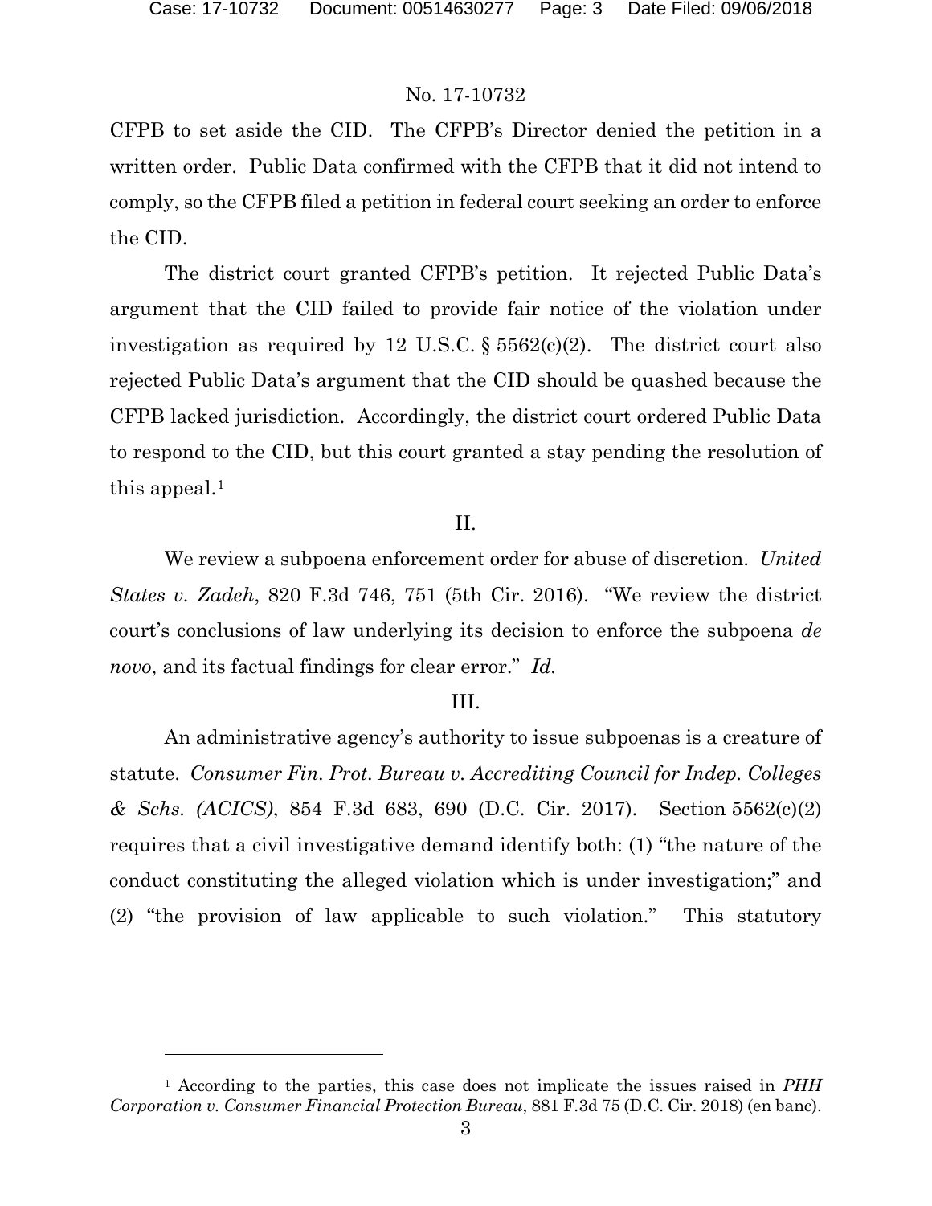CFPB to set aside the CID. The CFPB's Director denied the petition in a written order. Public Data confirmed with the CFPB that it did not intend to comply, so the CFPB filed a petition in federal court seeking an order to enforce the CID.

The district court granted CFPB's petition. It rejected Public Data's argument that the CID failed to provide fair notice of the violation under investigation as required by 12 U.S.C. § 5562(c)(2). The district court also rejected Public Data's argument that the CID should be quashed because the CFPB lacked jurisdiction. Accordingly, the district court ordered Public Data to respond to the CID, but this court granted a stay pending the resolution of this appeal.[1]

## II.

We review a subpoena enforcement order for abuse of discretion. *United States v. Zadeh*, 820 F.3d 746, 751 (5th Cir. 2016). "We review the district court's conclusions of law underlying its decision to enforce the subpoena *de novo*, and its factual findings for clear error." *Id.*

## III.

An administrative agency's authority to issue subpoenas is a creature of statute. *Consumer Fin. Prot. Bureau v. Accrediting Council for Indep. Colleges & Schs. (ACICS)*, 854 F.3d 683, 690 (D.C. Cir. 2017). Section 5562(c)(2) requires that a civil investigative demand identify both: (1) "the nature of the conduct constituting the alleged violation which is under investigation;" and (2) "the provision of law applicable to such violation." This statutory

---

[1] According to the parties, this case does not implicate the issues raised in *PHH Corporation v. Consumer Financial Protection Bureau*, 881 F.3d 75 (D.C. Cir. 2018) (en banc).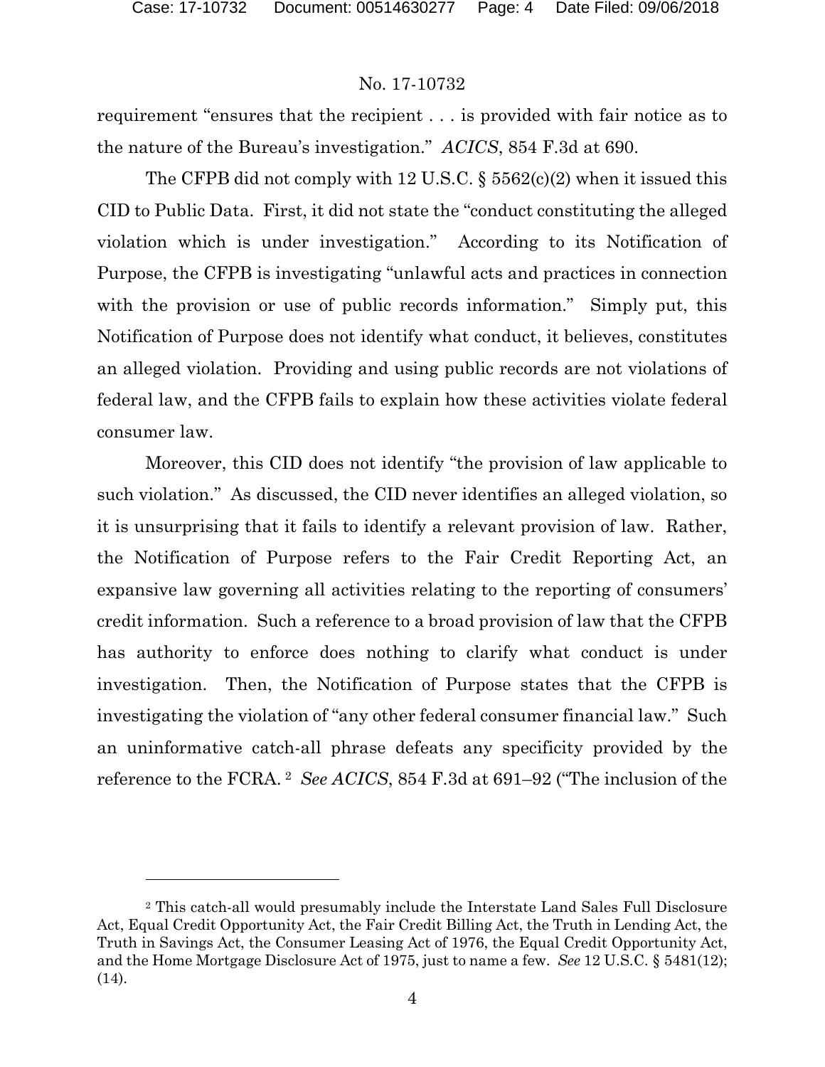requirement "ensures that the recipient . . . is provided with fair notice as to the nature of the Bureau's investigation." *ACICS*, 854 F.3d at 690.

The CFPB did not comply with 12 U.S.C. § 5562(c)(2) when it issued this CID to Public Data. First, it did not state the "conduct constituting the alleged violation which is under investigation." According to its Notification of Purpose, the CFPB is investigating "unlawful acts and practices in connection with the provision or use of public records information." Simply put, this Notification of Purpose does not identify what conduct, it believes, constitutes an alleged violation. Providing and using public records are not violations of federal law, and the CFPB fails to explain how these activities violate federal consumer law.

Moreover, this CID does not identify "the provision of law applicable to such violation." As discussed, the CID never identifies an alleged violation, so it is unsurprising that it fails to identify a relevant provision of law. Rather, the Notification of Purpose refers to the Fair Credit Reporting Act, an expansive law governing all activities relating to the reporting of consumers' credit information. Such a reference to a broad provision of law that the CFPB has authority to enforce does nothing to clarify what conduct is under investigation. Then, the Notification of Purpose states that the CFPB is investigating the violation of "any other federal consumer financial law." Such an uninformative catch-all phrase defeats any specificity provided by the reference to the FCRA.[2] *See ACICS*, 854 F.3d at 691–92 ("The inclusion of the

---

[2] This catch-all would presumably include the Interstate Land Sales Full Disclosure Act, Equal Credit Opportunity Act, the Fair Credit Billing Act, the Truth in Lending Act, the Truth in Savings Act, the Consumer Leasing Act of 1976, the Equal Credit Opportunity Act, and the Home Mortgage Disclosure Act of 1975, just to name a few. *See* 12 U.S.C. § 5481(12); (14).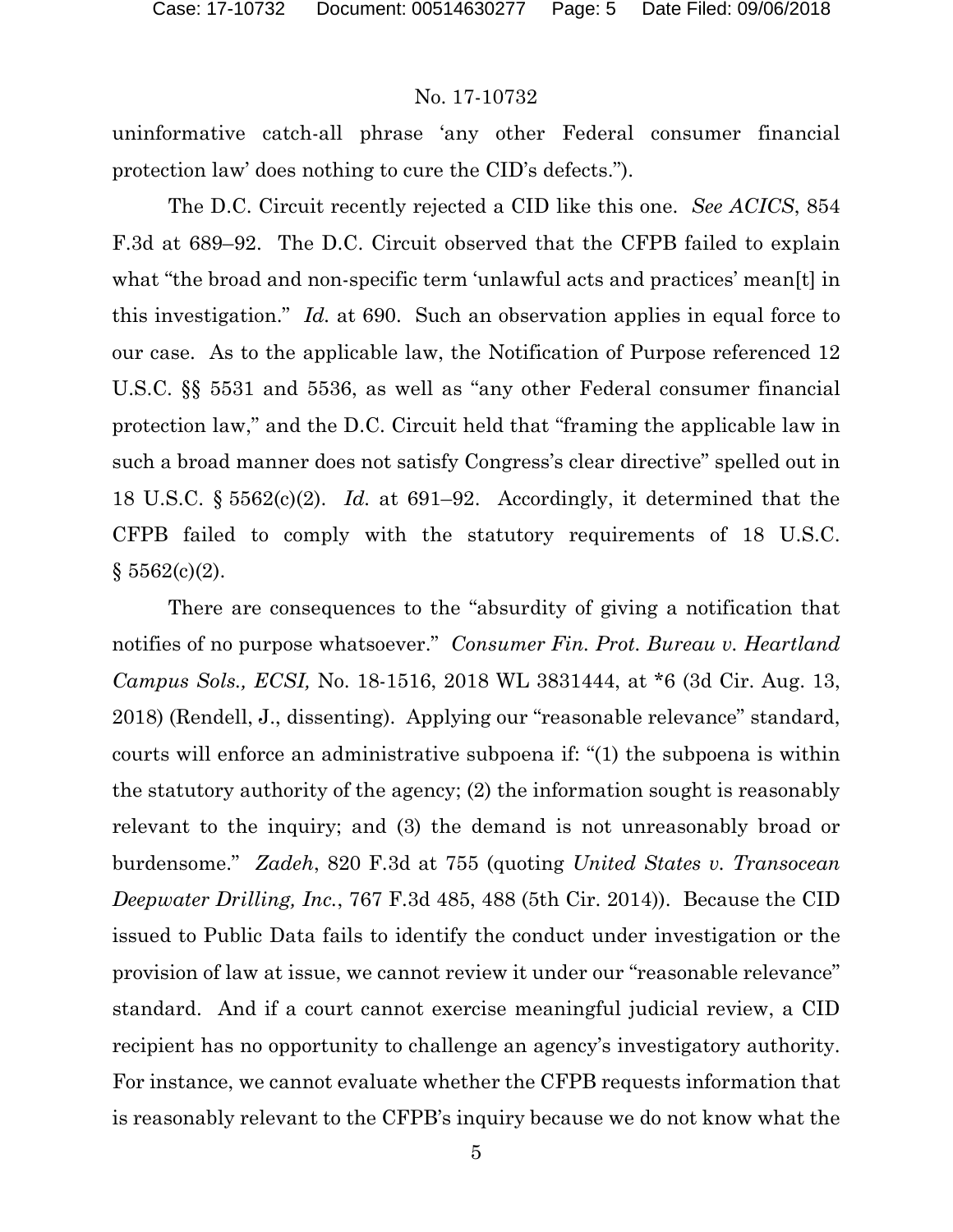uninformative catch-all phrase 'any other Federal consumer financial protection law' does nothing to cure the CID's defects.").

The D.C. Circuit recently rejected a CID like this one. *See ACICS*, 854 F.3d at 689–92. The D.C. Circuit observed that the CFPB failed to explain what "the broad and non-specific term 'unlawful acts and practices' mean[t] in this investigation." *Id.* at 690. Such an observation applies in equal force to our case. As to the applicable law, the Notification of Purpose referenced 12 U.S.C. §§ 5531 and 5536, as well as "any other Federal consumer financial protection law," and the D.C. Circuit held that "framing the applicable law in such a broad manner does not satisfy Congress's clear directive" spelled out in 18 U.S.C. § 5562(c)(2). *Id.* at 691–92. Accordingly, it determined that the CFPB failed to comply with the statutory requirements of 18 U.S.C. § 5562(c)(2).

There are consequences to the "absurdity of giving a notification that notifies of no purpose whatsoever." *Consumer Fin. Prot. Bureau v. Heartland Campus Sols., ECSI,* No. 18-1516, 2018 WL 3831444, at *6 (3d Cir. Aug. 13, 2018) (Rendell, J., dissenting). Applying our "reasonable relevance" standard, courts will enforce an administrative subpoena if: "(1) the subpoena is within the statutory authority of the agency; (2) the information sought is reasonably relevant to the inquiry; and (3) the demand is not unreasonably broad or burdensome." *Zadeh*, 820 F.3d at 755 (quoting *United States v. Transocean Deepwater Drilling, Inc.*, 767 F.3d 485, 488 (5th Cir. 2014)). Because the CID issued to Public Data fails to identify the conduct under investigation or the provision of law at issue, we cannot review it under our "reasonable relevance" standard. And if a court cannot exercise meaningful judicial review, a CID recipient has no opportunity to challenge an agency's investigatory authority. For instance, we cannot evaluate whether the CFPB requests information that is reasonably relevant to the CFPB's inquiry because we do not know what the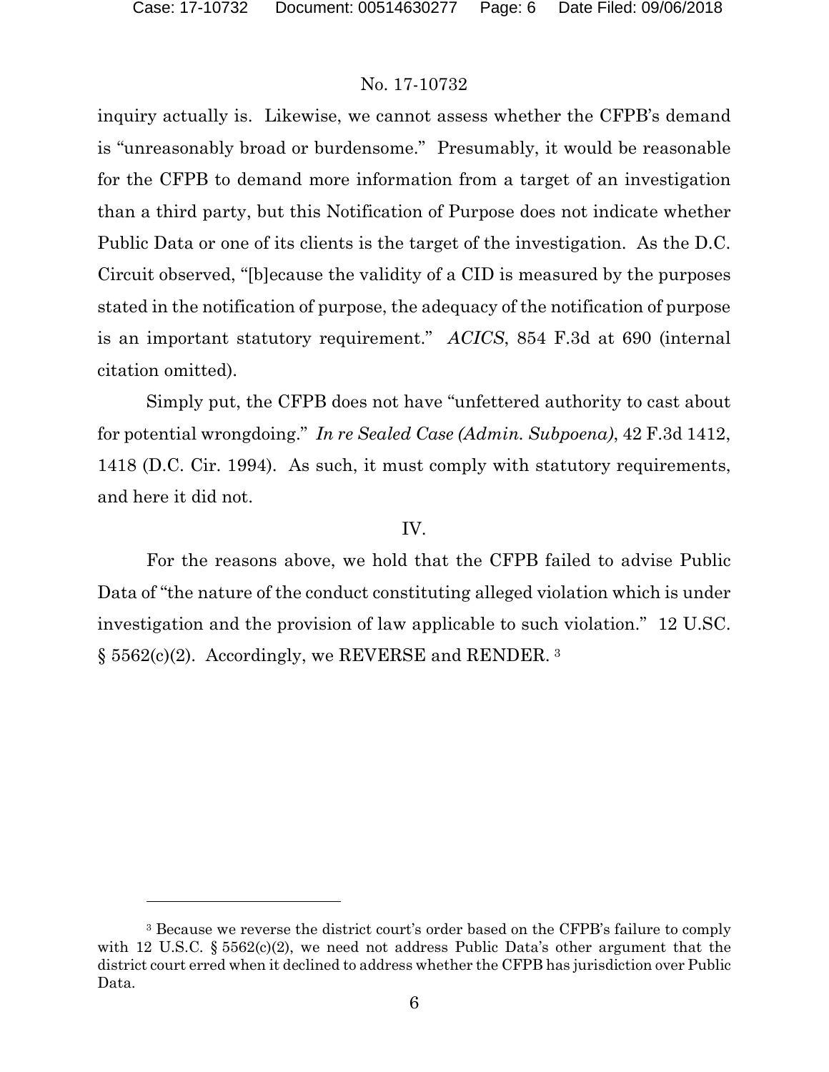inquiry actually is. Likewise, we cannot assess whether the CFPB's demand is "unreasonably broad or burdensome." Presumably, it would be reasonable for the CFPB to demand more information from a target of an investigation than a third party, but this Notification of Purpose does not indicate whether Public Data or one of its clients is the target of the investigation. As the D.C. Circuit observed, "[b]ecause the validity of a CID is measured by the purposes stated in the notification of purpose, the adequacy of the notification of purpose is an important statutory requirement." *ACICS*, 854 F.3d at 690 (internal citation omitted).

Simply put, the CFPB does not have "unfettered authority to cast about for potential wrongdoing." *In re Sealed Case (Admin. Subpoena)*, 42 F.3d 1412, 1418 (D.C. Cir. 1994). As such, it must comply with statutory requirements, and here it did not.

## IV.

For the reasons above, we hold that the CFPB failed to advise Public Data of "the nature of the conduct constituting alleged violation which is under investigation and the provision of law applicable to such violation." 12 U.SC. § 5562(c)(2). Accordingly, we REVERSE and RENDER. [3]

---

[3] Because we reverse the district court's order based on the CFPB's failure to comply with 12 U.S.C. § 5562(c)(2), we need not address Public Data's other argument that the district court erred when it declined to address whether the CFPB has jurisdiction over Public Data.